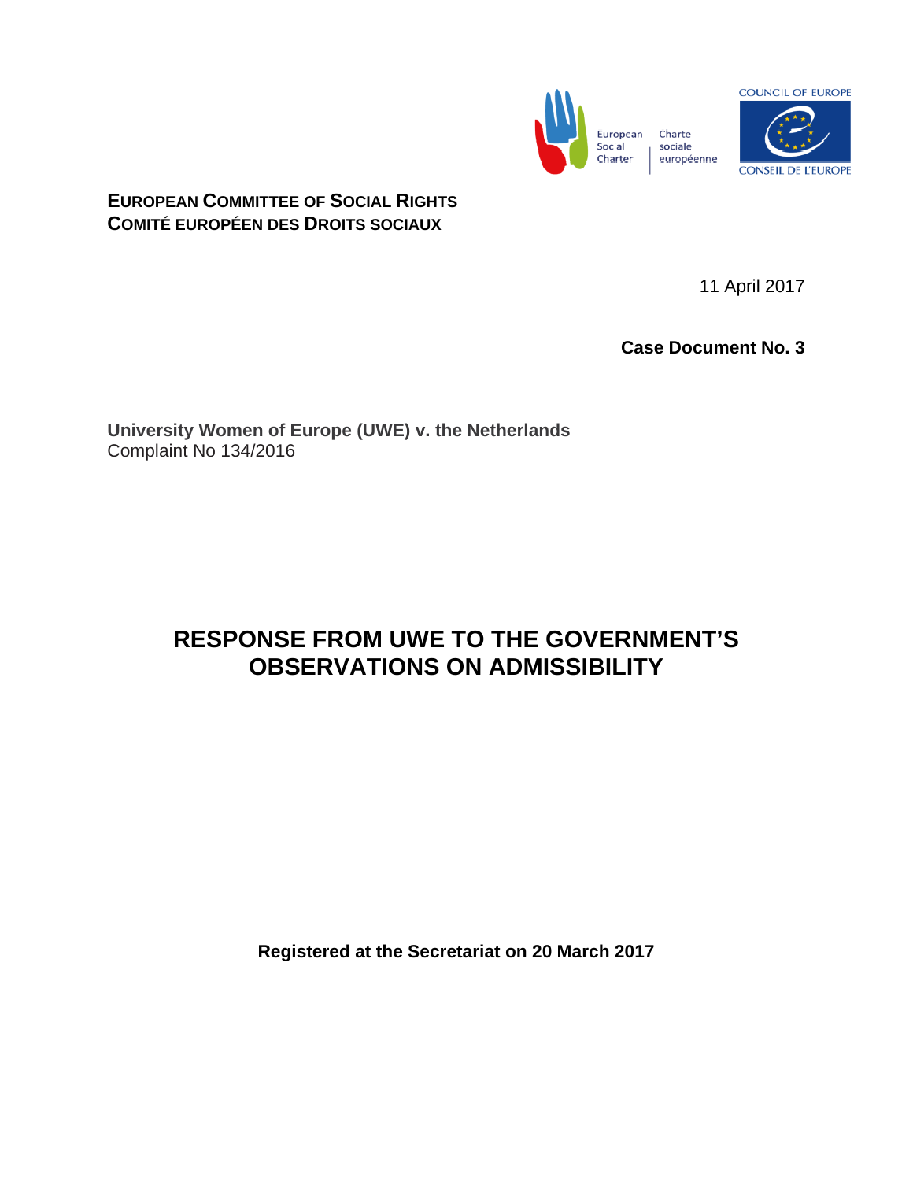European Social Charter | Charte sociale européenne

COUNCIL OF EUROPE
CONSEIL DE L'EUROPE

**EUROPEAN COMMITTEE OF SOCIAL RIGHTS**
**COMITÉ EUROPÉEN DES DROITS SOCIAUX**

11 April 2017

**Case Document No. 3**

**University Women of Europe (UWE) v. the Netherlands**
Complaint No 134/2016

# RESPONSE FROM UWE TO THE GOVERNMENT'S OBSERVATIONS ON ADMISSIBILITY

**Registered at the Secretariat on 20 March 2017**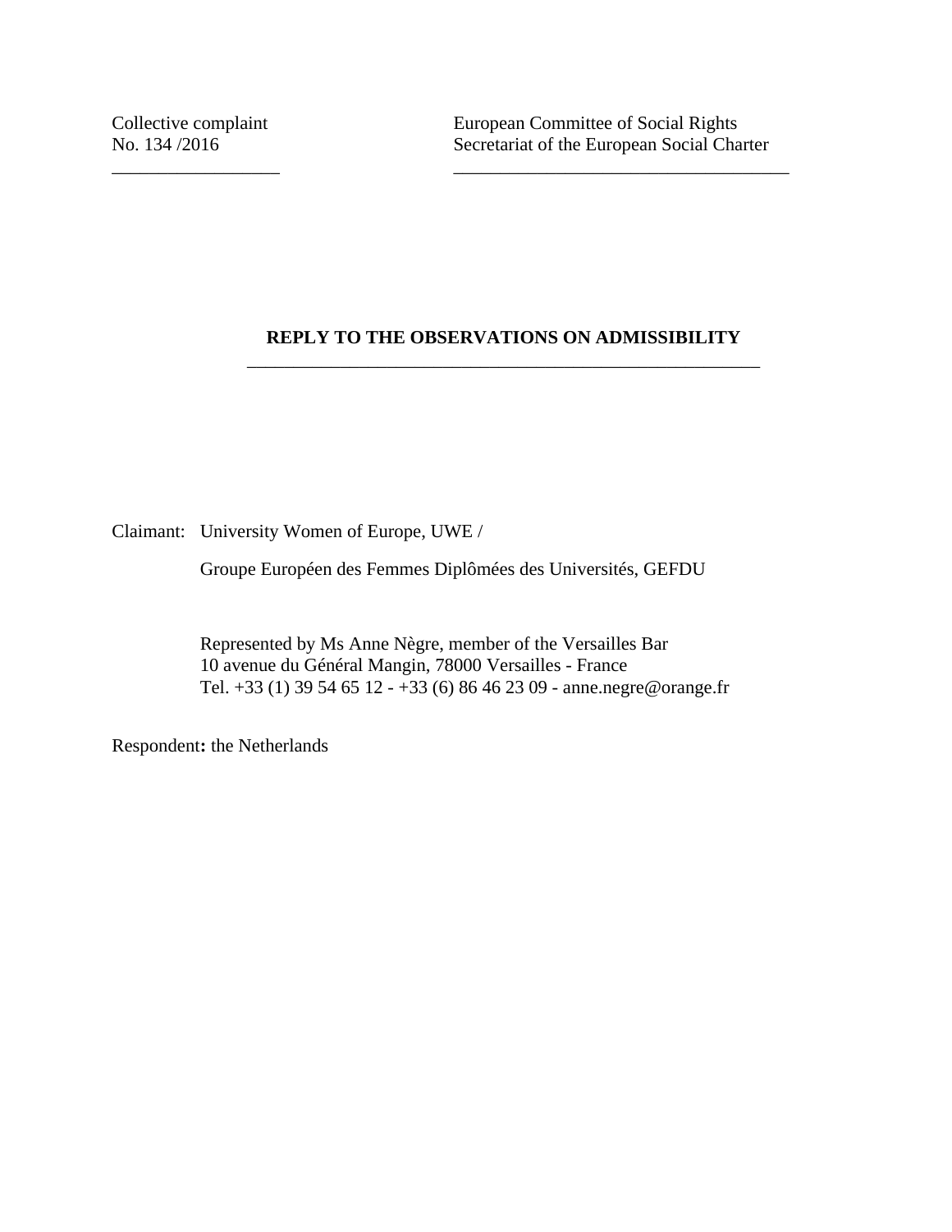Collective complaint
No. 134 /2016

European Committee of Social Rights
Secretariat of the European Social Charter

## REPLY TO THE OBSERVATIONS ON ADMISSIBILITY

Claimant: University Women of Europe, UWE /

Groupe Européen des Femmes Diplômées des Universités, GEFDU

Represented by Ms Anne Nègre, member of the Versailles Bar
10 avenue du Général Mangin, 78000 Versailles - France
Tel. +33 (1) 39 54 65 12 - +33 (6) 86 46 23 09 - anne.negre@orange.fr

Respondent**:** the Netherlands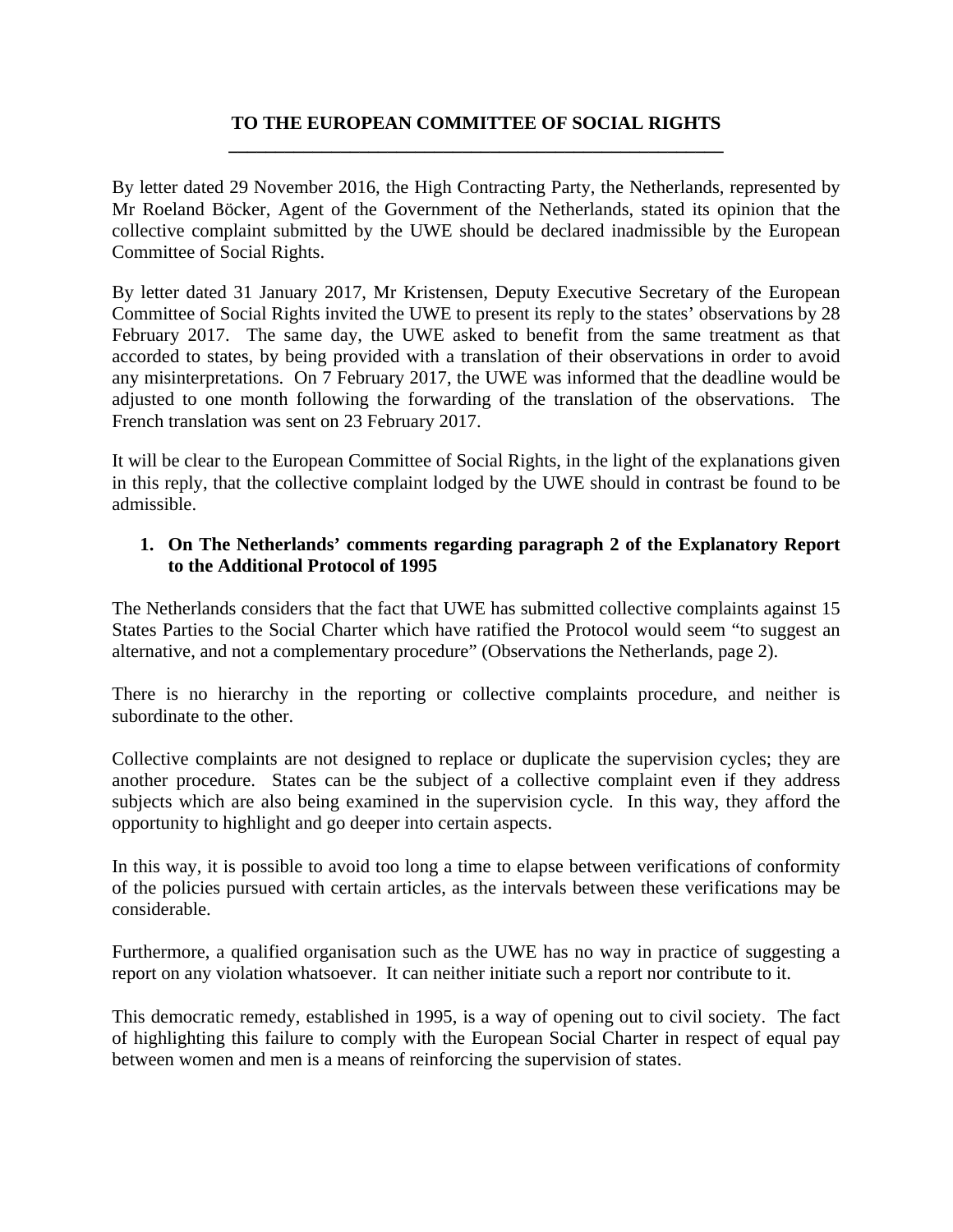**TO THE EUROPEAN COMMITTEE OF SOCIAL RIGHTS**

By letter dated 29 November 2016, the High Contracting Party, the Netherlands, represented by Mr Roeland Böcker, Agent of the Government of the Netherlands, stated its opinion that the collective complaint submitted by the UWE should be declared inadmissible by the European Committee of Social Rights.

By letter dated 31 January 2017, Mr Kristensen, Deputy Executive Secretary of the European Committee of Social Rights invited the UWE to present its reply to the states' observations by 28 February 2017. The same day, the UWE asked to benefit from the same treatment as that accorded to states, by being provided with a translation of their observations in order to avoid any misinterpretations. On 7 February 2017, the UWE was informed that the deadline would be adjusted to one month following the forwarding of the translation of the observations. The French translation was sent on 23 February 2017.

It will be clear to the European Committee of Social Rights, in the light of the explanations given in this reply, that the collective complaint lodged by the UWE should in contrast be found to be admissible.

1. **On The Netherlands' comments regarding paragraph 2 of the Explanatory Report to the Additional Protocol of 1995**

The Netherlands considers that the fact that UWE has submitted collective complaints against 15 States Parties to the Social Charter which have ratified the Protocol would seem "to suggest an alternative, and not a complementary procedure" (Observations the Netherlands, page 2).

There is no hierarchy in the reporting or collective complaints procedure, and neither is subordinate to the other.

Collective complaints are not designed to replace or duplicate the supervision cycles; they are another procedure. States can be the subject of a collective complaint even if they address subjects which are also being examined in the supervision cycle. In this way, they afford the opportunity to highlight and go deeper into certain aspects.

In this way, it is possible to avoid too long a time to elapse between verifications of conformity of the policies pursued with certain articles, as the intervals between these verifications may be considerable.

Furthermore, a qualified organisation such as the UWE has no way in practice of suggesting a report on any violation whatsoever. It can neither initiate such a report nor contribute to it.

This democratic remedy, established in 1995, is a way of opening out to civil society. The fact of highlighting this failure to comply with the European Social Charter in respect of equal pay between women and men is a means of reinforcing the supervision of states.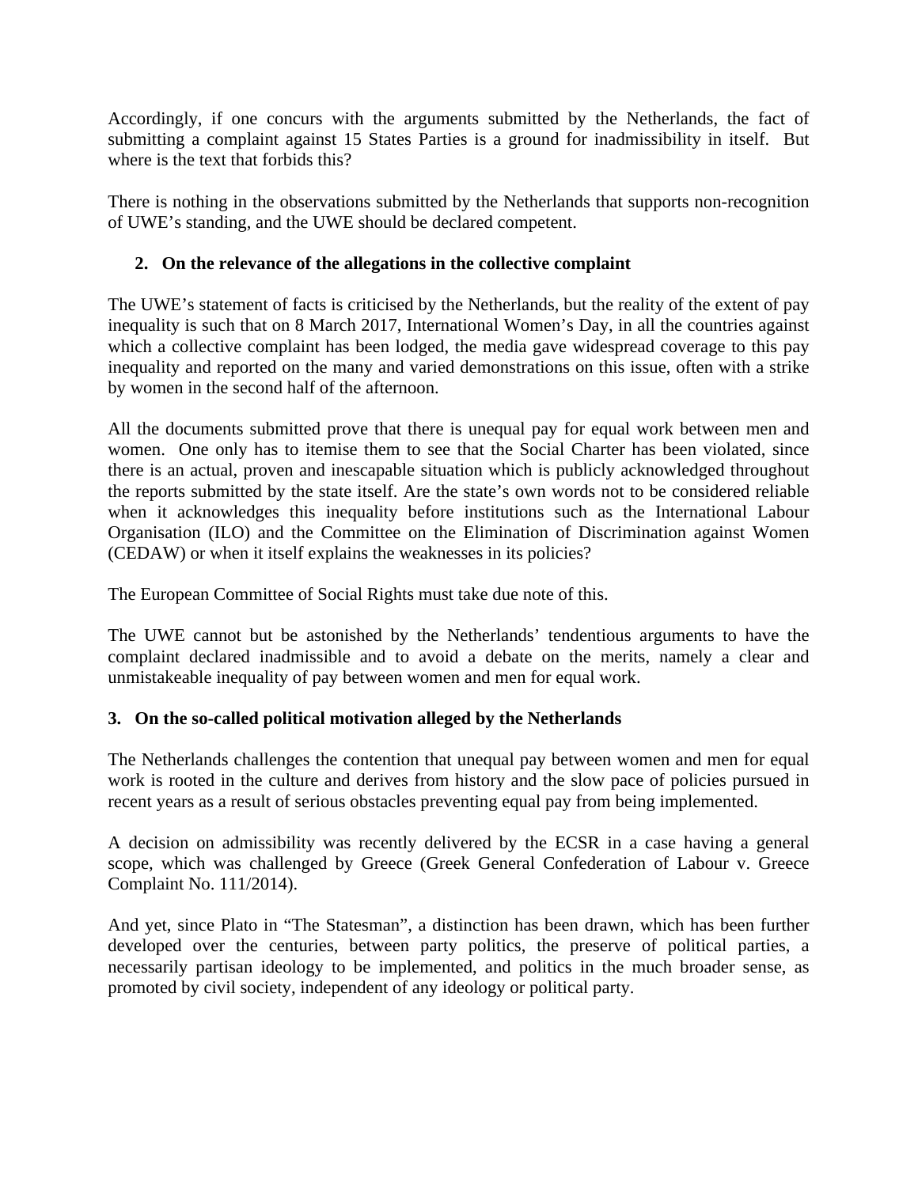Accordingly, if one concurs with the arguments submitted by the Netherlands, the fact of submitting a complaint against 15 States Parties is a ground for inadmissibility in itself. But where is the text that forbids this?

There is nothing in the observations submitted by the Netherlands that supports non-recognition of UWE's standing, and the UWE should be declared competent.

## 2. On the relevance of the allegations in the collective complaint

The UWE's statement of facts is criticised by the Netherlands, but the reality of the extent of pay inequality is such that on 8 March 2017, International Women's Day, in all the countries against which a collective complaint has been lodged, the media gave widespread coverage to this pay inequality and reported on the many and varied demonstrations on this issue, often with a strike by women in the second half of the afternoon.

All the documents submitted prove that there is unequal pay for equal work between men and women. One only has to itemise them to see that the Social Charter has been violated, since there is an actual, proven and inescapable situation which is publicly acknowledged throughout the reports submitted by the state itself. Are the state's own words not to be considered reliable when it acknowledges this inequality before institutions such as the International Labour Organisation (ILO) and the Committee on the Elimination of Discrimination against Women (CEDAW) or when it itself explains the weaknesses in its policies?

The European Committee of Social Rights must take due note of this.

The UWE cannot but be astonished by the Netherlands' tendentious arguments to have the complaint declared inadmissible and to avoid a debate on the merits, namely a clear and unmistakeable inequality of pay between women and men for equal work.

## 3. On the so-called political motivation alleged by the Netherlands

The Netherlands challenges the contention that unequal pay between women and men for equal work is rooted in the culture and derives from history and the slow pace of policies pursued in recent years as a result of serious obstacles preventing equal pay from being implemented.

A decision on admissibility was recently delivered by the ECSR in a case having a general scope, which was challenged by Greece (Greek General Confederation of Labour v. Greece Complaint No. 111/2014).

And yet, since Plato in "The Statesman", a distinction has been drawn, which has been further developed over the centuries, between party politics, the preserve of political parties, a necessarily partisan ideology to be implemented, and politics in the much broader sense, as promoted by civil society, independent of any ideology or political party.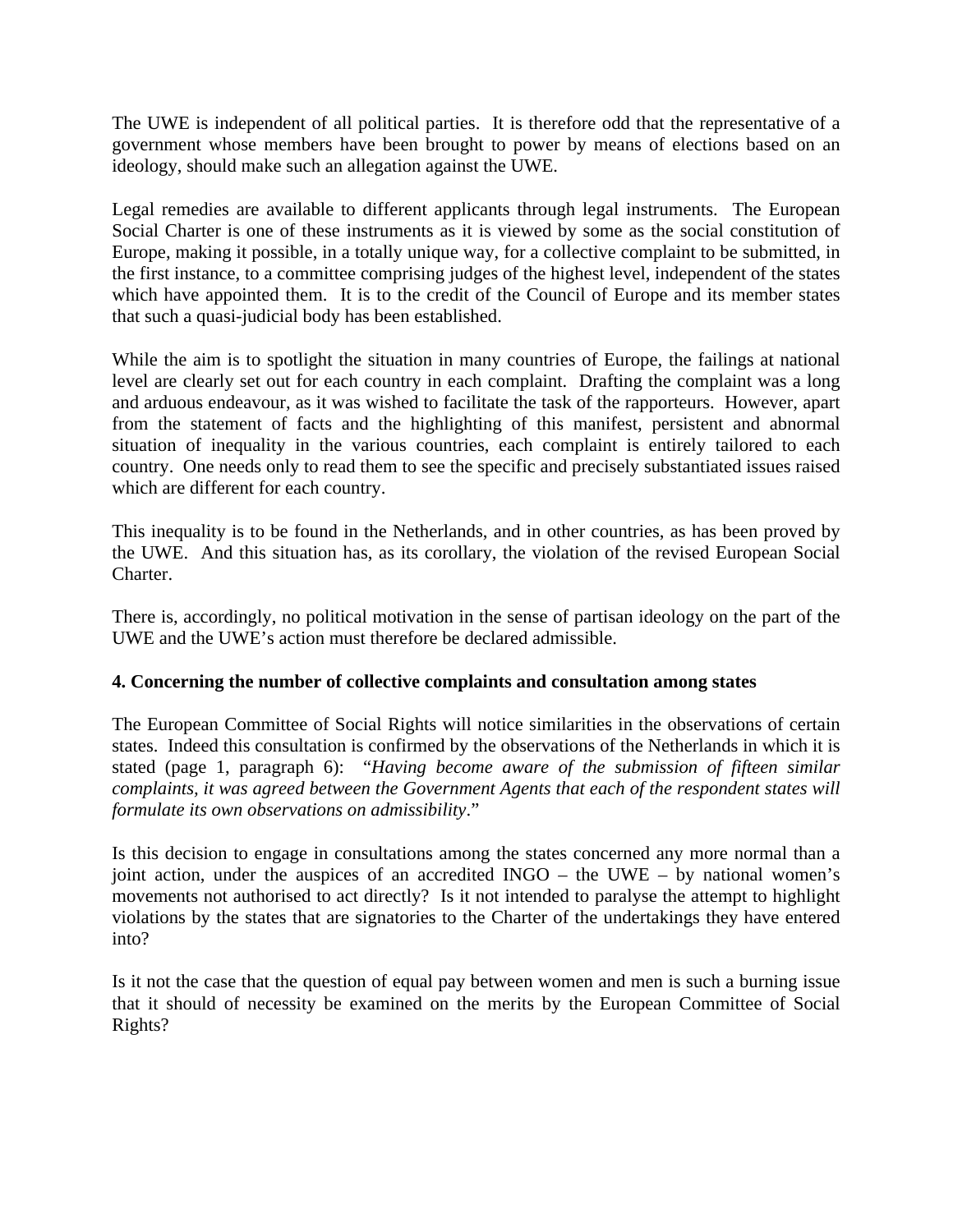The UWE is independent of all political parties. It is therefore odd that the representative of a government whose members have been brought to power by means of elections based on an ideology, should make such an allegation against the UWE.

Legal remedies are available to different applicants through legal instruments. The European Social Charter is one of these instruments as it is viewed by some as the social constitution of Europe, making it possible, in a totally unique way, for a collective complaint to be submitted, in the first instance, to a committee comprising judges of the highest level, independent of the states which have appointed them. It is to the credit of the Council of Europe and its member states that such a quasi-judicial body has been established.

While the aim is to spotlight the situation in many countries of Europe, the failings at national level are clearly set out for each country in each complaint. Drafting the complaint was a long and arduous endeavour, as it was wished to facilitate the task of the rapporteurs. However, apart from the statement of facts and the highlighting of this manifest, persistent and abnormal situation of inequality in the various countries, each complaint is entirely tailored to each country. One needs only to read them to see the specific and precisely substantiated issues raised which are different for each country.

This inequality is to be found in the Netherlands, and in other countries, as has been proved by the UWE. And this situation has, as its corollary, the violation of the revised European Social Charter.

There is, accordingly, no political motivation in the sense of partisan ideology on the part of the UWE and the UWE's action must therefore be declared admissible.

**4. Concerning the number of collective complaints and consultation among states**

The European Committee of Social Rights will notice similarities in the observations of certain states. Indeed this consultation is confirmed by the observations of the Netherlands in which it is stated (page 1, paragraph 6): "*Having become aware of the submission of fifteen similar complaints, it was agreed between the Government Agents that each of the respondent states will formulate its own observations on admissibility*."

Is this decision to engage in consultations among the states concerned any more normal than a joint action, under the auspices of an accredited INGO – the UWE – by national women's movements not authorised to act directly? Is it not intended to paralyse the attempt to highlight violations by the states that are signatories to the Charter of the undertakings they have entered into?

Is it not the case that the question of equal pay between women and men is such a burning issue that it should of necessity be examined on the merits by the European Committee of Social Rights?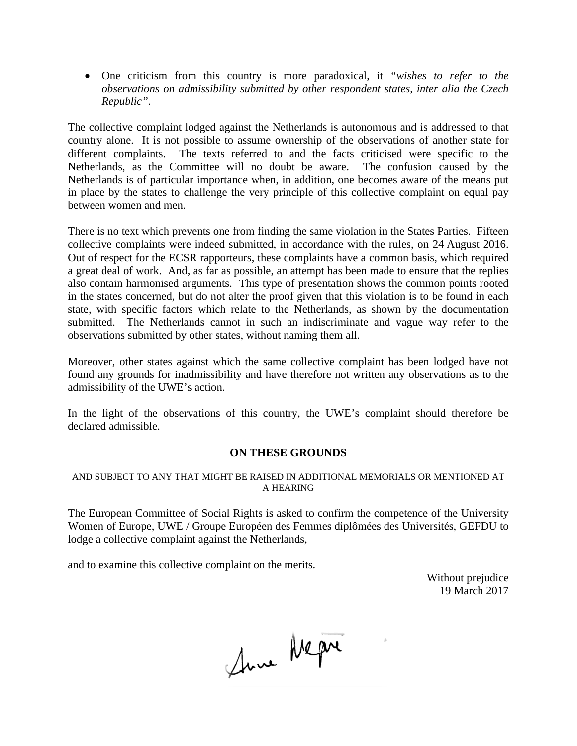- One criticism from this country is more paradoxical, it *"wishes to refer to the observations on admissibility submitted by other respondent states, inter alia the Czech Republic"*.

The collective complaint lodged against the Netherlands is autonomous and is addressed to that country alone. It is not possible to assume ownership of the observations of another state for different complaints. The texts referred to and the facts criticised were specific to the Netherlands, as the Committee will no doubt be aware. The confusion caused by the Netherlands is of particular importance when, in addition, one becomes aware of the means put in place by the states to challenge the very principle of this collective complaint on equal pay between women and men.

There is no text which prevents one from finding the same violation in the States Parties. Fifteen collective complaints were indeed submitted, in accordance with the rules, on 24 August 2016. Out of respect for the ECSR rapporteurs, these complaints have a common basis, which required a great deal of work. And, as far as possible, an attempt has been made to ensure that the replies also contain harmonised arguments. This type of presentation shows the common points rooted in the states concerned, but do not alter the proof given that this violation is to be found in each state, with specific factors which relate to the Netherlands, as shown by the documentation submitted. The Netherlands cannot in such an indiscriminate and vague way refer to the observations submitted by other states, without naming them all.

Moreover, other states against which the same collective complaint has been lodged have not found any grounds for inadmissibility and have therefore not written any observations as to the admissibility of the UWE's action.

In the light of the observations of this country, the UWE's complaint should therefore be declared admissible.

**ON THESE GROUNDS**

AND SUBJECT TO ANY THAT MIGHT BE RAISED IN ADDITIONAL MEMORIALS OR MENTIONED AT A HEARING

The European Committee of Social Rights is asked to confirm the competence of the University Women of Europe, UWE / Groupe Européen des Femmes diplômées des Universités, GEFDU to lodge a collective complaint against the Netherlands,

and to examine this collective complaint on the merits.

Without prejudice
19 March 2017